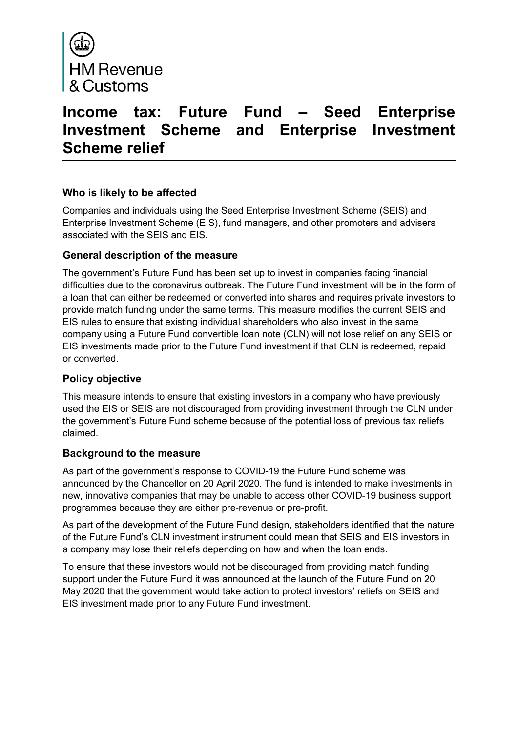HM Revenue & Customs

# Income tax: Future Fund – Seed Enterprise Investment Scheme and Enterprise Investment Scheme relief

### Who is likely to be affected

Companies and individuals using the Seed Enterprise Investment Scheme (SEIS) and Enterprise Investment Scheme (EIS), fund managers, and other promoters and advisers associated with the SEIS and EIS.

### General description of the measure

The government's Future Fund has been set up to invest in companies facing financial difficulties due to the coronavirus outbreak. The Future Fund investment will be in the form of a loan that can either be redeemed or converted into shares and requires private investors to provide match funding under the same terms. This measure modifies the current SEIS and EIS rules to ensure that existing individual shareholders who also invest in the same company using a Future Fund convertible loan note (CLN) will not lose relief on any SEIS or EIS investments made prior to the Future Fund investment if that CLN is redeemed, repaid or converted.

### Policy objective

This measure intends to ensure that existing investors in a company who have previously used the EIS or SEIS are not discouraged from providing investment through the CLN under the government's Future Fund scheme because of the potential loss of previous tax reliefs claimed.

### Background to the measure

As part of the government's response to COVID-19 the Future Fund scheme was announced by the Chancellor on 20 April 2020. The fund is intended to make investments in new, innovative companies that may be unable to access other COVID-19 business support programmes because they are either pre-revenue or pre-profit.

As part of the development of the Future Fund design, stakeholders identified that the nature of the Future Fund's CLN investment instrument could mean that SEIS and EIS investors in a company may lose their reliefs depending on how and when the loan ends.

To ensure that these investors would not be discouraged from providing match funding support under the Future Fund it was announced at the launch of the Future Fund on 20 May 2020 that the government would take action to protect investors' reliefs on SEIS and EIS investment made prior to any Future Fund investment.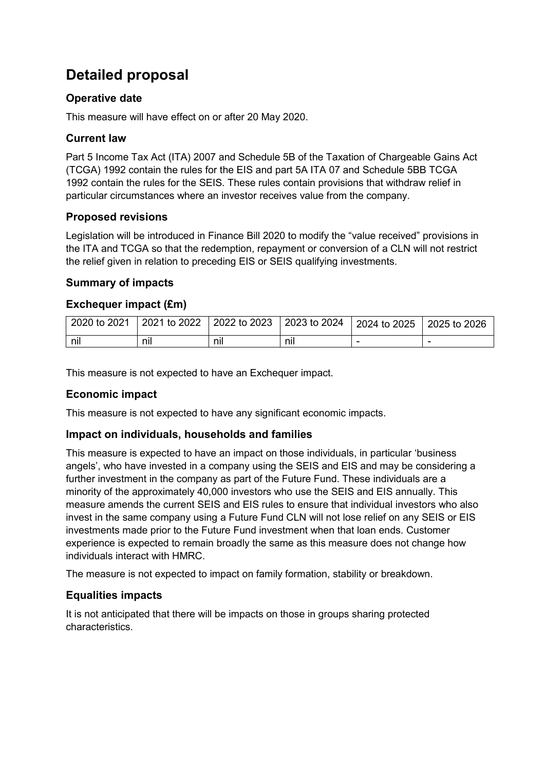## Detailed proposal

### Operative date

This measure will have effect on or after 20 May 2020.

### Current law

Part 5 Income Tax Act (ITA) 2007 and Schedule 5B of the Taxation of Chargeable Gains Act (TCGA) 1992 contain the rules for the EIS and part 5A ITA 07 and Schedule 5BB TCGA 1992 contain the rules for the SEIS. These rules contain provisions that withdraw relief in particular circumstances where an investor receives value from the company.

### Proposed revisions

Legislation will be introduced in Finance Bill 2020 to modify the "value received" provisions in the ITA and TCGA so that the redemption, repayment or conversion of a CLN will not restrict the relief given in relation to preceding EIS or SEIS qualifying investments.

### Summary of impacts

### Exchequer impact (£m)

| 2020 to 2021 | 2021 to 2022 | 2022 to 2023 | 2023 to 2024 | 2024 to 2025 | 2025 to 2026 |
|---|---|---|---|---|---|
| nil | nil | nil | nil | - | - |

This measure is not expected to have an Exchequer impact.

### Economic impact

This measure is not expected to have any significant economic impacts.

### Impact on individuals, households and families

This measure is expected to have an impact on those individuals, in particular 'business angels', who have invested in a company using the SEIS and EIS and may be considering a further investment in the company as part of the Future Fund. These individuals are a minority of the approximately 40,000 investors who use the SEIS and EIS annually. This measure amends the current SEIS and EIS rules to ensure that individual investors who also invest in the same company using a Future Fund CLN will not lose relief on any SEIS or EIS investments made prior to the Future Fund investment when that loan ends. Customer experience is expected to remain broadly the same as this measure does not change how individuals interact with HMRC.

The measure is not expected to impact on family formation, stability or breakdown.

### Equalities impacts

It is not anticipated that there will be impacts on those in groups sharing protected characteristics.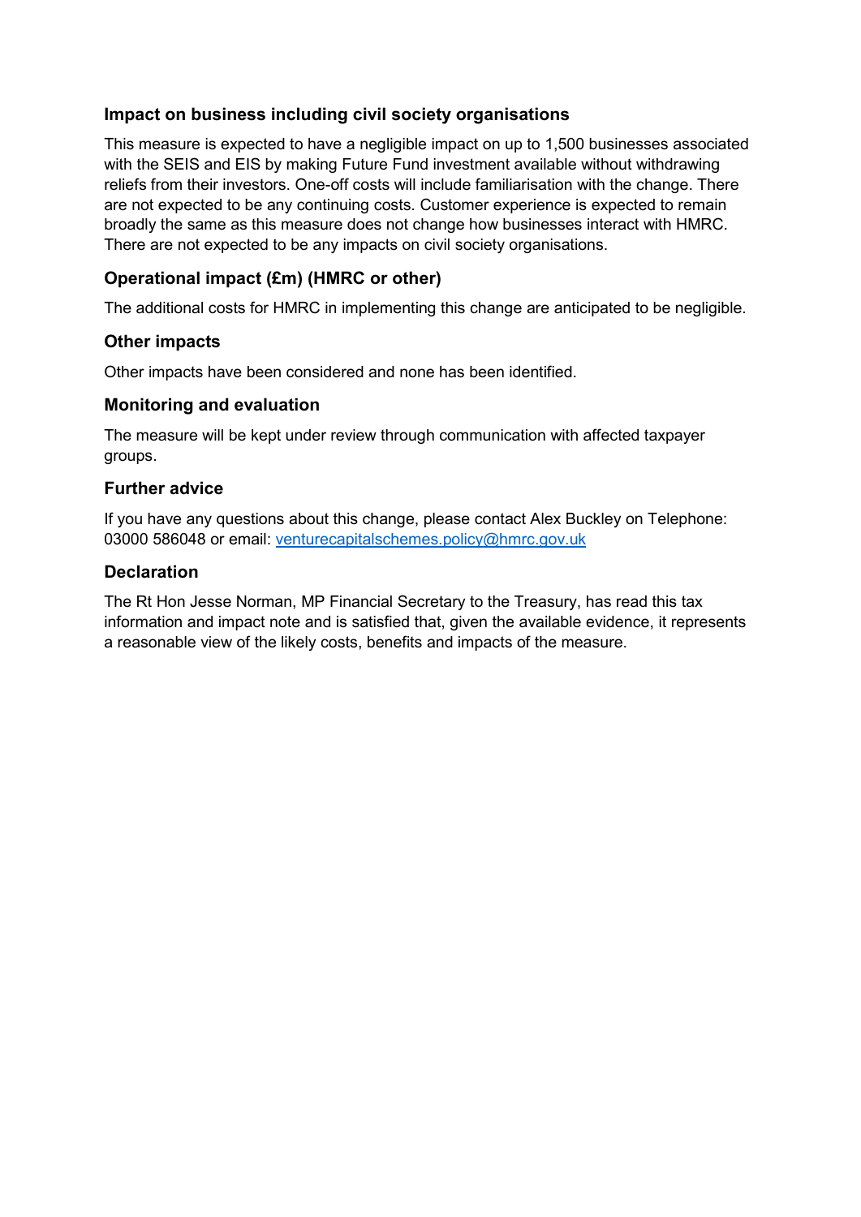### Impact on business including civil society organisations

This measure is expected to have a negligible impact on up to 1,500 businesses associated with the SEIS and EIS by making Future Fund investment available without withdrawing reliefs from their investors. One-off costs will include familiarisation with the change. There are not expected to be any continuing costs. Customer experience is expected to remain broadly the same as this measure does not change how businesses interact with HMRC. There are not expected to be any impacts on civil society organisations.

### Operational impact (£m) (HMRC or other)

The additional costs for HMRC in implementing this change are anticipated to be negligible.

### Other impacts

Other impacts have been considered and none has been identified.

### Monitoring and evaluation

The measure will be kept under review through communication with affected taxpayer groups.

### Further advice

If you have any questions about this change, please contact Alex Buckley on Telephone: 03000 586048 or email: [venturecapitalschemes.policy@hmrc.gov.uk](mailto:venturecapitalschemes.policy@hmrc.gov.uk)

### Declaration

The Rt Hon Jesse Norman, MP Financial Secretary to the Treasury, has read this tax information and impact note and is satisfied that, given the available evidence, it represents a reasonable view of the likely costs, benefits and impacts of the measure.